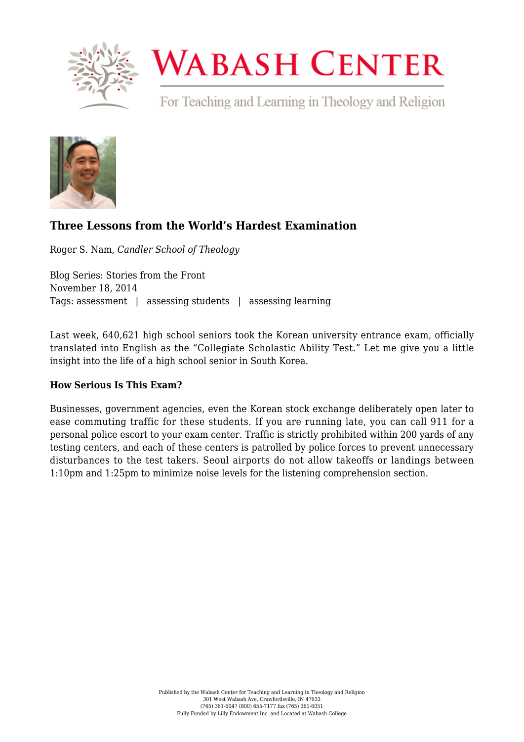# Wabash Center

For Teaching and Learning in Theology and Religion

## Three Lessons from the World's Hardest Examination

Roger S. Nam, *Candler School of Theology*

Blog Series: Stories from the Front
November 18, 2014
Tags: assessment | assessing students | assessing learning

Last week, 640,621 high school seniors took the Korean university entrance exam, officially translated into English as the "Collegiate Scholastic Ability Test." Let me give you a little insight into the life of a high school senior in South Korea.

**How Serious Is This Exam?**

Businesses, government agencies, even the Korean stock exchange deliberately open later to ease commuting traffic for these students. If you are running late, you can call 911 for a personal police escort to your exam center. Traffic is strictly prohibited within 200 yards of any testing centers, and each of these centers is patrolled by police forces to prevent unnecessary disturbances to the test takers. Seoul airports do not allow takeoffs or landings between 1:10pm and 1:25pm to minimize noise levels for the listening comprehension section.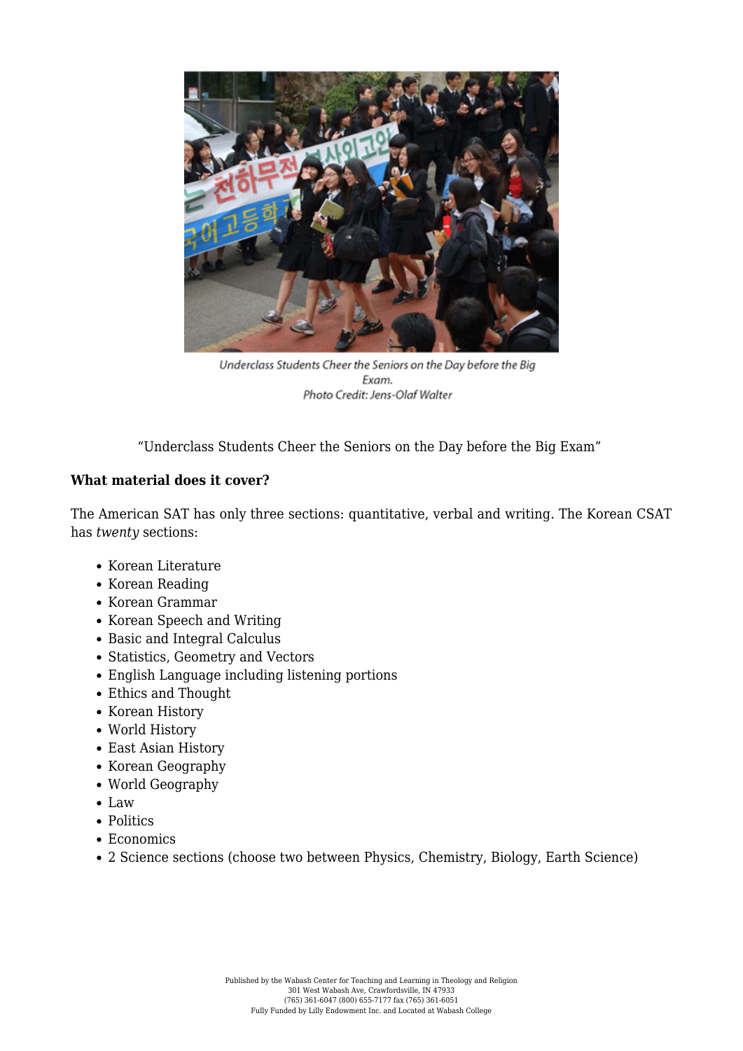Underclass Students Cheer the Seniors on the Day before the Big Exam.
Photo Credit: Jens-Olaf Walter

"Underclass Students Cheer the Seniors on the Day before the Big Exam"

**What material does it cover?**

The American SAT has only three sections: quantitative, verbal and writing. The Korean CSAT has *twenty* sections:

- Korean Literature
- Korean Reading
- Korean Grammar
- Korean Speech and Writing
- Basic and Integral Calculus
- Statistics, Geometry and Vectors
- English Language including listening portions
- Ethics and Thought
- Korean History
- World History
- East Asian History
- Korean Geography
- World Geography
- Law
- Politics
- Economics
- 2 Science sections (choose two between Physics, Chemistry, Biology, Earth Science)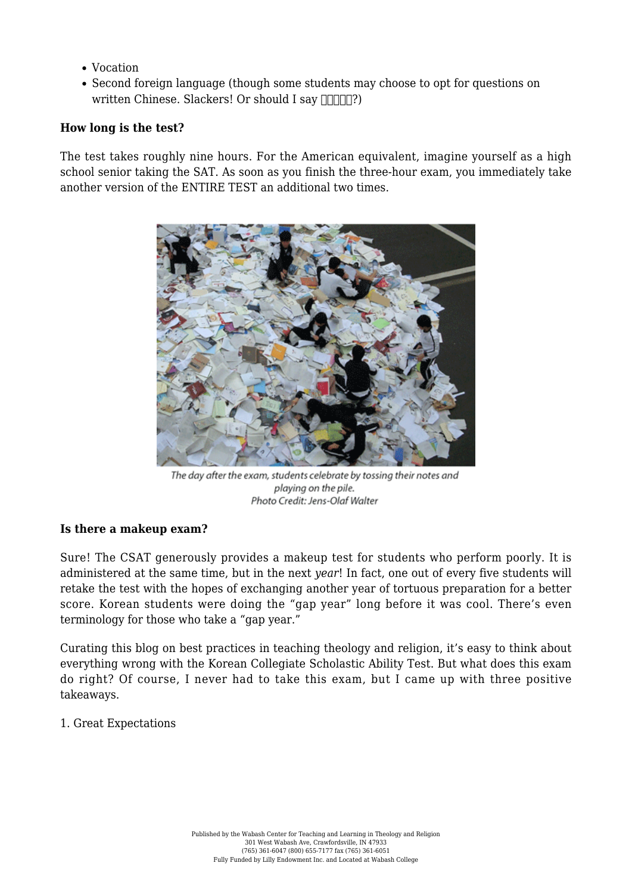- Vocation
- Second foreign language (though some students may choose to opt for questions on written Chinese. Slackers! Or should I say □□□□□?)

**How long is the test?**

The test takes roughly nine hours. For the American equivalent, imagine yourself as a high school senior taking the SAT. As soon as you finish the three-hour exam, you immediately take another version of the ENTIRE TEST an additional two times.

*The day after the exam, students celebrate by tossing their notes and playing on the pile.*
*Photo Credit: Jens-Olaf Walter*

**Is there a makeup exam?**

Sure! The CSAT generously provides a makeup test for students who perform poorly. It is administered at the same time, but in the next *year*! In fact, one out of every five students will retake the test with the hopes of exchanging another year of tortuous preparation for a better score. Korean students were doing the "gap year" long before it was cool. There's even terminology for those who take a "gap year."

Curating this blog on best practices in teaching theology and religion, it's easy to think about everything wrong with the Korean Collegiate Scholastic Ability Test. But what does this exam do right? Of course, I never had to take this exam, but I came up with three positive takeaways.

1. Great Expectations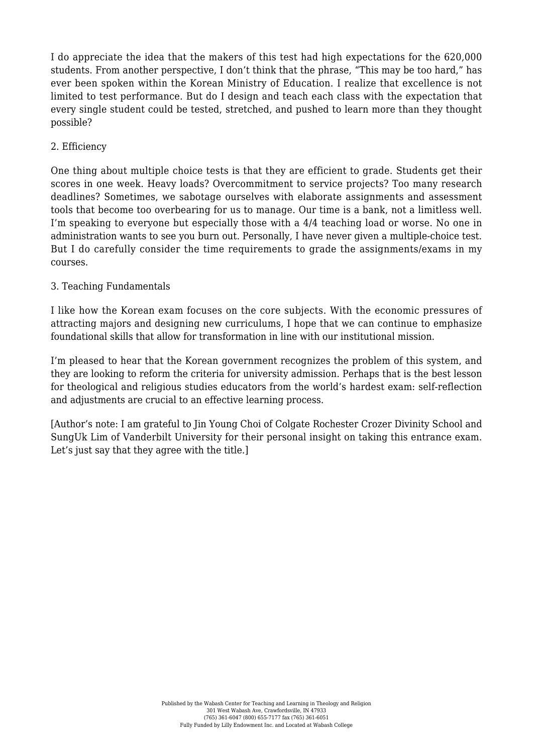I do appreciate the idea that the makers of this test had high expectations for the 620,000 students. From another perspective, I don't think that the phrase, "This may be too hard," has ever been spoken within the Korean Ministry of Education. I realize that excellence is not limited to test performance. But do I design and teach each class with the expectation that every single student could be tested, stretched, and pushed to learn more than they thought possible?

2. Efficiency

One thing about multiple choice tests is that they are efficient to grade. Students get their scores in one week. Heavy loads? Overcommitment to service projects? Too many research deadlines? Sometimes, we sabotage ourselves with elaborate assignments and assessment tools that become too overbearing for us to manage. Our time is a bank, not a limitless well. I'm speaking to everyone but especially those with a 4/4 teaching load or worse. No one in administration wants to see you burn out. Personally, I have never given a multiple-choice test. But I do carefully consider the time requirements to grade the assignments/exams in my courses.

3. Teaching Fundamentals

I like how the Korean exam focuses on the core subjects. With the economic pressures of attracting majors and designing new curriculums, I hope that we can continue to emphasize foundational skills that allow for transformation in line with our institutional mission.

I'm pleased to hear that the Korean government recognizes the problem of this system, and they are looking to reform the criteria for university admission. Perhaps that is the best lesson for theological and religious studies educators from the world's hardest exam: self-reflection and adjustments are crucial to an effective learning process.

[Author's note: I am grateful to Jin Young Choi of Colgate Rochester Crozer Divinity School and SungUk Lim of Vanderbilt University for their personal insight on taking this entrance exam. Let's just say that they agree with the title.]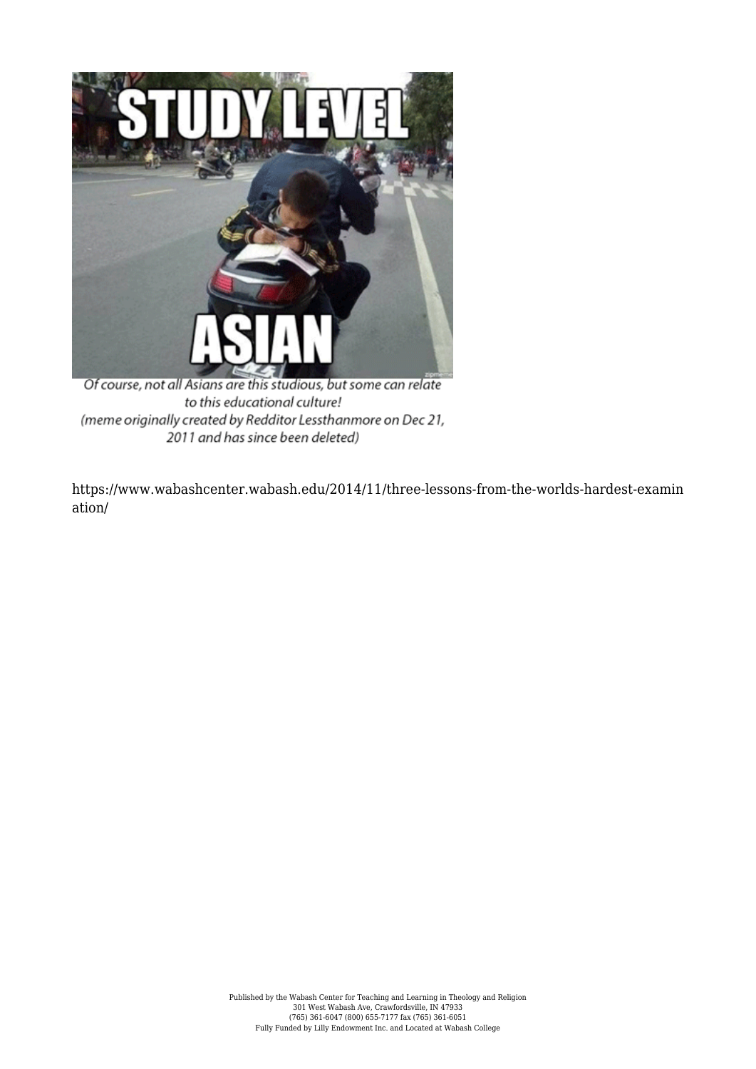Of course, not all Asians are this studious, but some can relate to this educational culture!
(meme originally created by Redditor Lessthanmore on Dec 21, 2011 and has since been deleted)

https://www.wabashcenter.wabash.edu/2014/11/three-lessons-from-the-worlds-hardest-examination/